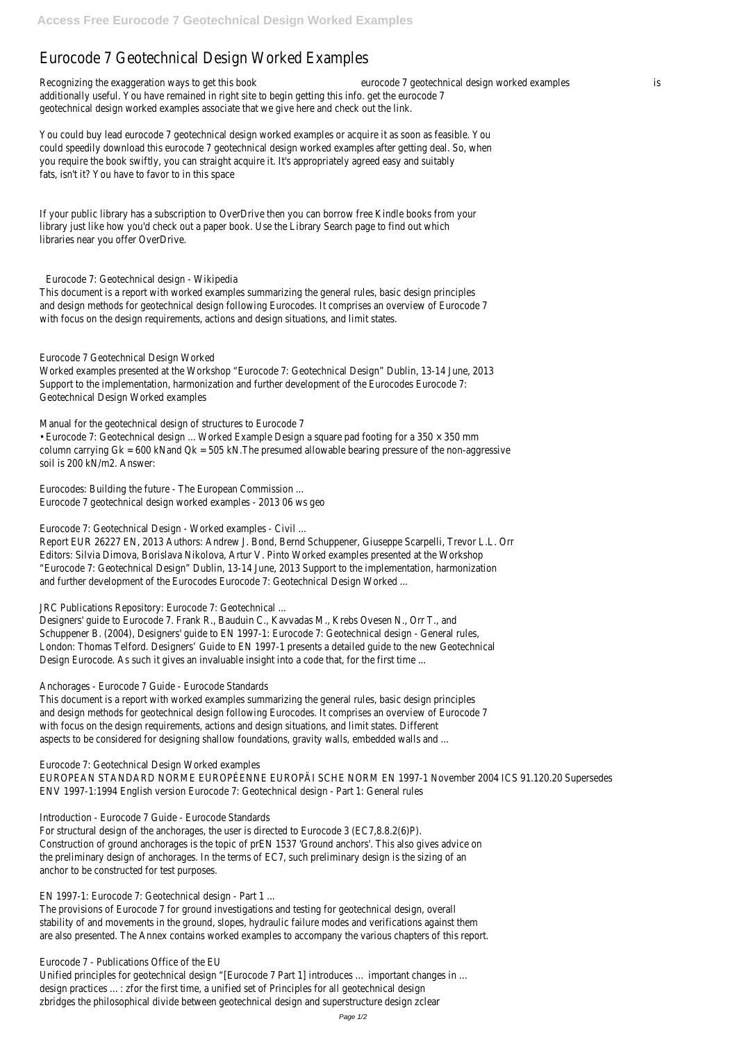# Eurocode 7 Geotechnical Design Worked Examples

Recognizing the exaggeration ways to get this book eurocode 7 geotechnical design worked examples is additionally useful. You have remained in right site to begin getting this info. get the eurocode 7 geotechnical design worked examples associate that we give here and check out the link.

You could buy lead eurocode 7 geotechnical design worked examples or acquire it as soon as feasible. You could speedily download this eurocode 7 geotechnical design worked examples after getting deal. So, when you require the book swiftly, you can straight acquire it. It's appropriately agreed easy and suitably fats, isn't it? You have to favor to in this space

If your public library has a subscription to OverDrive then you can borrow free Kindle books from your library just like how you'd check out a paper book. Use the Library Search page to find out which libraries near you offer OverDrive.

Eurocode 7: Geotechnical design - Wikipedia

This document is a report with worked examples summarizing the general rules, basic design principles and design methods for geotechnical design following Eurocodes. It comprises an overview of Eurocode 7 with focus on the design requirements, actions and design situations, and limit states.

Eurocode 7 Geotechnical Design Worked

Worked examples presented at the Workshop "Eurocode 7: Geotechnical Design" Dublin, 13-14 June, 2013 Support to the implementation, harmonization and further development of the Eurocodes Eurocode 7: Geotechnical Design Worked examples

Manual for the geotechnical design of structures to Eurocode 7

• Eurocode 7: Geotechnical design ... Worked Example Design a square pad footing for a 350 × 350 mm column carrying $G_k$ = 600 kNand $Q_k$ = 505 kN.The presumed allowable bearing pressure of the non-aggressive soil is 200 kN/m2. Answer:

Eurocodes: Building the future - The European Commission ...
Eurocode 7 geotechnical design worked examples - 2013 06 ws geo

Eurocode 7: Geotechnical Design - Worked examples - Civil ...

Report EUR 26227 EN, 2013 Authors: Andrew J. Bond, Bernd Schuppener, Giuseppe Scarpelli, Trevor L.L. Orr Editors: Silvia Dimova, Borislava Nikolova, Artur V. Pinto Worked examples presented at the Workshop "Eurocode 7: Geotechnical Design" Dublin, 13-14 June, 2013 Support to the implementation, harmonization and further development of the Eurocodes Eurocode 7: Geotechnical Design Worked ...

JRC Publications Repository: Eurocode 7: Geotechnical ...

Designers' guide to Eurocode 7. Frank R., Bauduin C., Kavvadas M., Krebs Ovesen N., Orr T., and Schuppener B. (2004), Designers' guide to EN 1997-1: Eurocode 7: Geotechnical design - General rules, London: Thomas Telford. Designers' Guide to EN 1997-1 presents a detailed guide to the new Geotechnical Design Eurocode. As such it gives an invaluable insight into a code that, for the first time ...

Anchorages - Eurocode 7 Guide - Eurocode Standards

This document is a report with worked examples summarizing the general rules, basic design principles and design methods for geotechnical design following Eurocodes. It comprises an overview of Eurocode 7 with focus on the design requirements, actions and design situations, and limit states. Different aspects to be considered for designing shallow foundations, gravity walls, embedded walls and ...

Eurocode 7: Geotechnical Design Worked examples

EUROPEAN STANDARD NORME EUROPÉENNE EUROPÄI SCHE NORM EN 1997-1 November 2004 ICS 91.120.20 Supersedes ENV 1997-1:1994 English version Eurocode 7: Geotechnical design - Part 1: General rules

Introduction - Eurocode 7 Guide - Eurocode Standards

For structural design of the anchorages, the user is directed to Eurocode 3 (EC7,8.8.2(6)P). Construction of ground anchorages is the topic of prEN 1537 'Ground anchors'. This also gives advice on the preliminary design of anchorages. In the terms of EC7, such preliminary design is the sizing of an anchor to be constructed for test purposes.

EN 1997-1: Eurocode 7: Geotechnical design - Part 1 ...

The provisions of Eurocode 7 for ground investigations and testing for geotechnical design, overall stability of and movements in the ground, slopes, hydraulic failure modes and verifications against them are also presented. The Annex contains worked examples to accompany the various chapters of this report.

Eurocode 7 - Publications Office of the EU

Unified principles for geotechnical design "[Eurocode 7 Part 1] introduces … important changes in … design practices … : zfor the first time, a unified set of Principles for all geotechnical design zbridges the philosophical divide between geotechnical design and superstructure design zclear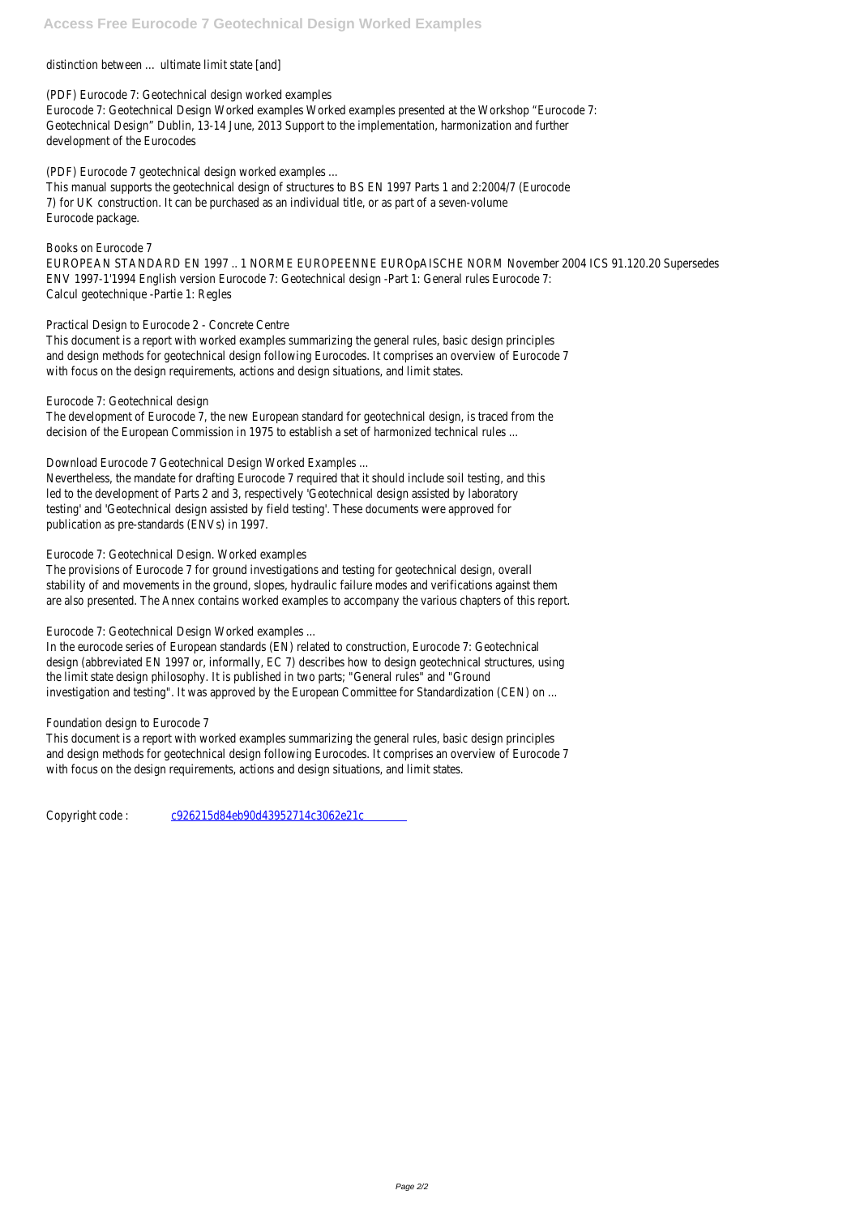distinction between … ultimate limit state [and]

(PDF) Eurocode 7: Geotechnical design worked examples

Eurocode 7: Geotechnical Design Worked examples Worked examples presented at the Workshop "Eurocode 7: Geotechnical Design" Dublin, 13-14 June, 2013 Support to the implementation, harmonization and further development of the Eurocodes

(PDF) Eurocode 7 geotechnical design worked examples ...

This manual supports the geotechnical design of structures to BS EN 1997 Parts 1 and 2:2004/7 (Eurocode 7) for UK construction. It can be purchased as an individual title, or as part of a seven-volume Eurocode package.

Books on Eurocode 7

EUROPEAN STANDARD EN 1997 .. 1 NORME EUROPEENNE EUROpAISCHE NORM November 2004 ICS 91.120.20 Supersedes ENV 1997-1'1994 English version Eurocode 7: Geotechnical design -Part 1: General rules Eurocode 7: Calcul geotechnique -Partie 1: Regles

Practical Design to Eurocode 2 - Concrete Centre

This document is a report with worked examples summarizing the general rules, basic design principles and design methods for geotechnical design following Eurocodes. It comprises an overview of Eurocode 7 with focus on the design requirements, actions and design situations, and limit states.

Eurocode 7: Geotechnical design

The development of Eurocode 7, the new European standard for geotechnical design, is traced from the decision of the European Commission in 1975 to establish a set of harmonized technical rules ...

Download Eurocode 7 Geotechnical Design Worked Examples ...

Nevertheless, the mandate for drafting Eurocode 7 required that it should include soil testing, and this led to the development of Parts 2 and 3, respectively 'Geotechnical design assisted by laboratory testing' and 'Geotechnical design assisted by field testing'. These documents were approved for publication as pre-standards (ENVs) in 1997.

Eurocode 7: Geotechnical Design. Worked examples

The provisions of Eurocode 7 for ground investigations and testing for geotechnical design, overall stability of and movements in the ground, slopes, hydraulic failure modes and verifications against them are also presented. The Annex contains worked examples to accompany the various chapters of this report.

Eurocode 7: Geotechnical Design Worked examples ...

In the eurocode series of European standards (EN) related to construction, Eurocode 7: Geotechnical design (abbreviated EN 1997 or, informally, EC 7) describes how to design geotechnical structures, using the limit state design philosophy. It is published in two parts; "General rules" and "Ground investigation and testing". It was approved by the European Committee for Standardization (CEN) on ...

Foundation design to Eurocode 7

This document is a report with worked examples summarizing the general rules, basic design principles and design methods for geotechnical design following Eurocodes. It comprises an overview of Eurocode 7 with focus on the design requirements, actions and design situations, and limit states.

Copyright code : c926215d84eb90d43952714c3062e21c